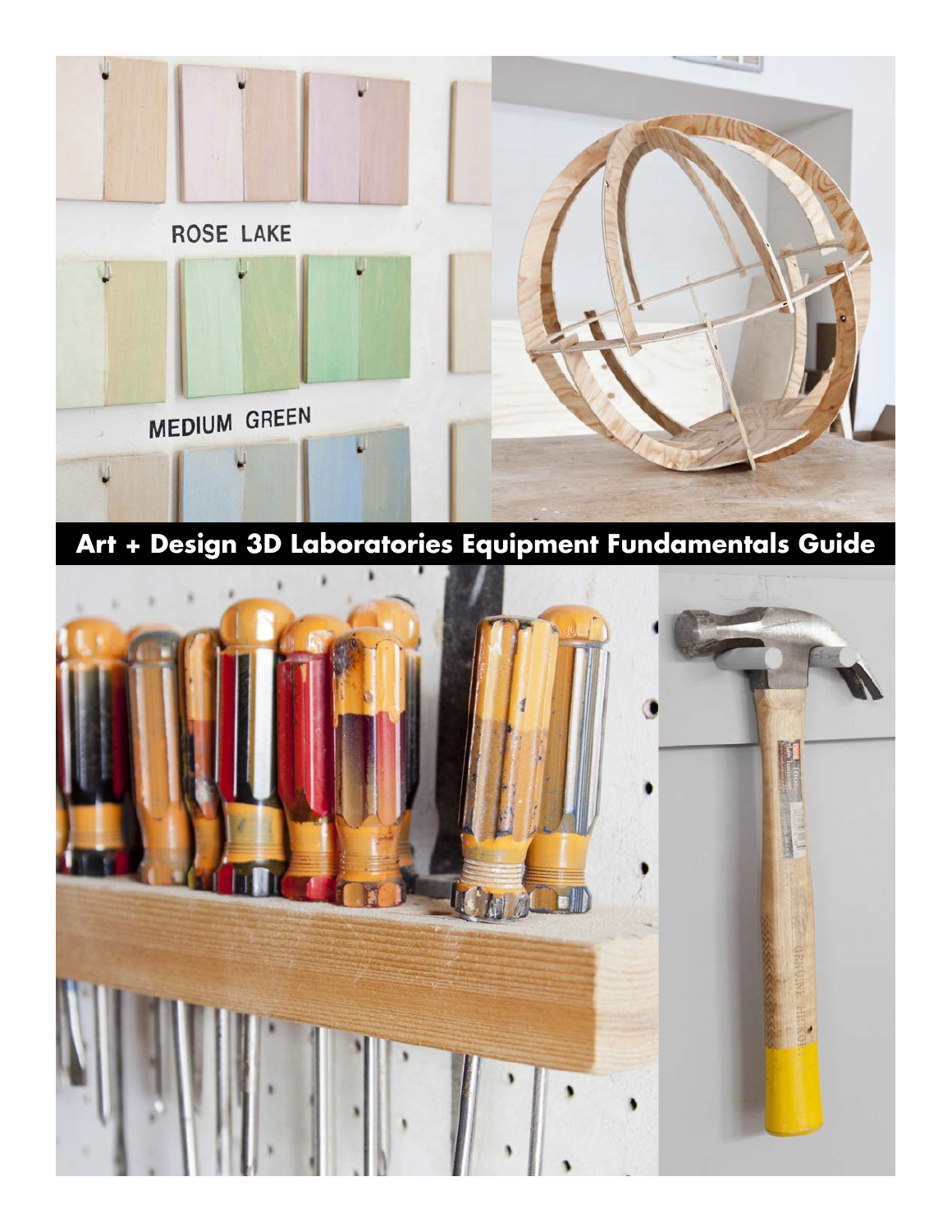# Art + Design 3D Laboratories Equipment Fundamentals Guide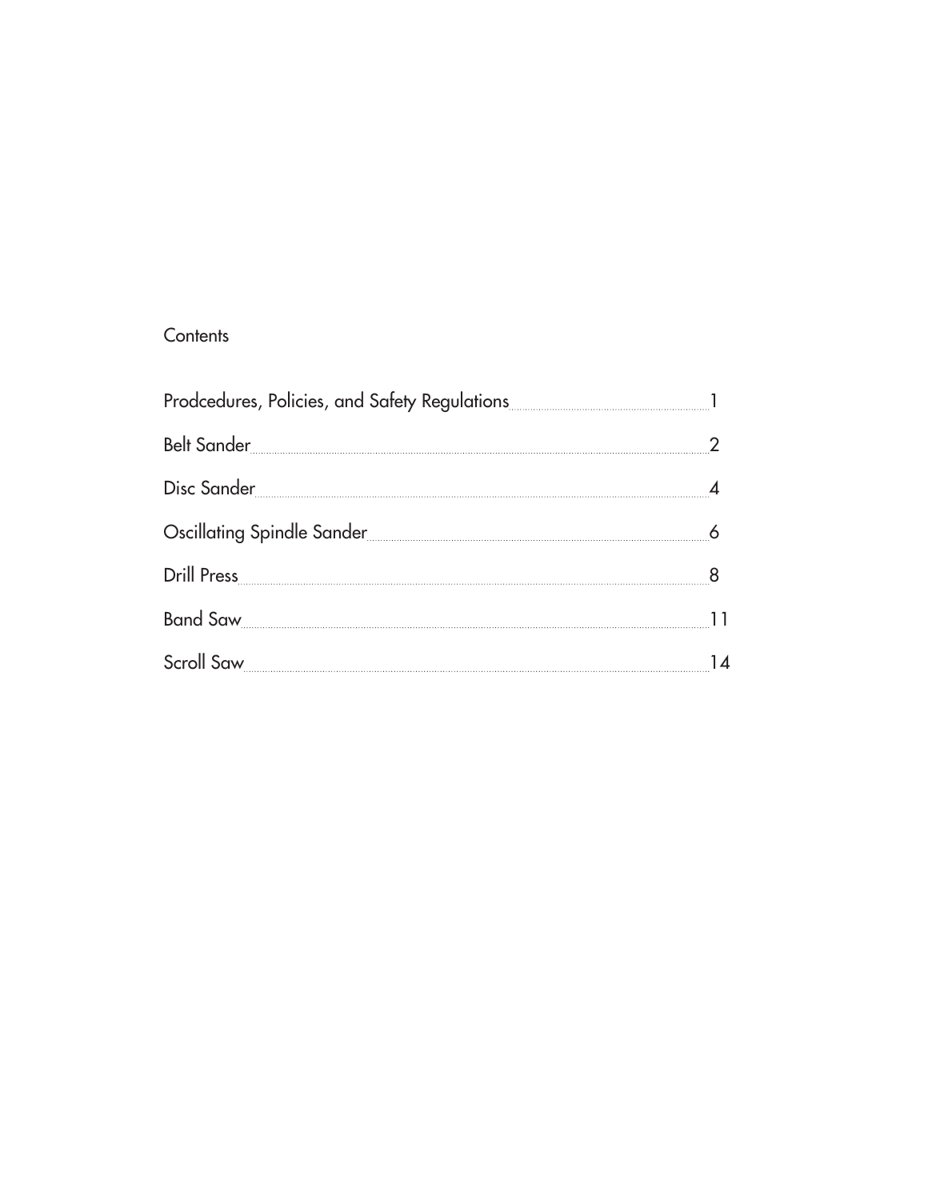# Contents

| | |
|---|---|
| Prodcedures, Policies, and Safety Regulations | 1 |
| Belt Sander | 2 |
| Disc Sander | 4 |
| Oscillating Spindle Sander | 6 |
| Drill Press | 8 |
| Band Saw | 11 |
| Scroll Saw | 14 |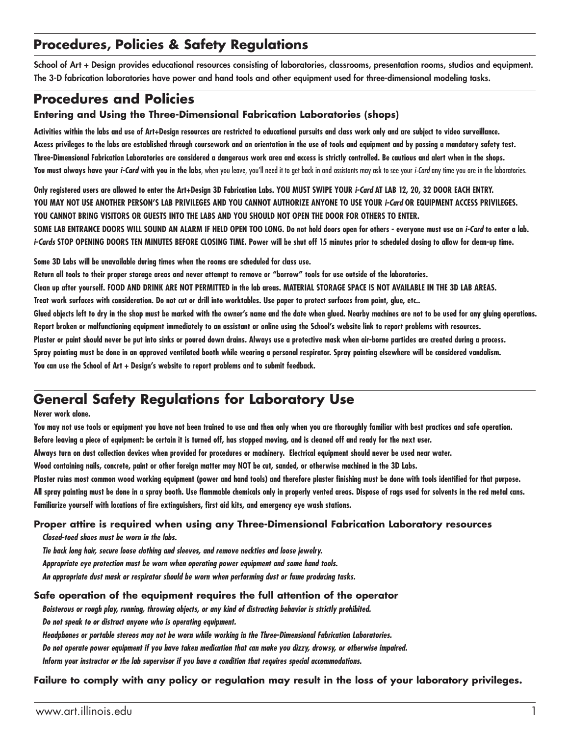## Procedures, Policies & Safety Regulations

**School of Art + Design provides educational resources consisting of laboratories, classrooms, presentation rooms, studios and equipment. The 3-D fabrication laboratories have power and hand tools and other equipment used for three-dimensional modeling tasks.**

## Procedures and Policies

### Entering and Using the Three-Dimensional Fabrication Laboratories (shops)

**Activities within the labs and use of Art+Design resources are restricted to educational pursuits and class work only and are subject to video surveillance.**
**Access privileges to the labs are established through coursework and an orientation in the use of tools and equipment and by passing a mandatory safety test.**
**Three-Dimensional Fabrication Laboratories are considered a dangerous work area and access is strictly controlled. Be cautious and alert when in the shops.**
**You must always have your *i-Card* with you in the labs**, when you leave, you'll need it to get back in and assistants may ask to see your *i-Card* any time you are in the laboratories.

**Only registered users are allowed to enter the Art+Design 3D Fabrication Labs. YOU MUST SWIPE YOUR *i-Card* AT LAB 12, 20, 32 DOOR EACH ENTRY.**
**YOU MAY NOT USE ANOTHER PERSON'S LAB PRIVILEGES AND YOU CANNOT AUTHORIZE ANYONE TO USE YOUR *i-Card* OR EQUIPMENT ACCESS PRIVILEGES.**
**YOU CANNOT BRING VISITORS OR GUESTS INTO THE LABS AND YOU SHOULD NOT OPEN THE DOOR FOR OTHERS TO ENTER.**
**SOME LAB ENTRANCE DOORS WILL SOUND AN ALARM IF HELD OPEN TOO LONG. Do not hold doors open for others - everyone must use an *i-Card* to enter a lab.**
***i-Cards* STOP OPENING DOORS TEN MINUTES BEFORE CLOSING TIME. Power will be shut off 15 minutes prior to scheduled closing to allow for clean-up time.**

**Some 3D Labs will be unavailable during times when the rooms are scheduled for class use.**
**Return all tools to their proper storage areas and never attempt to remove or "borrow" tools for use outside of the laboratories.**
**Clean up after yourself. FOOD AND DRINK ARE NOT PERMITTED in the lab areas. MATERIAL STORAGE SPACE IS NOT AVAILABLE IN THE 3D LAB AREAS.**
**Treat work surfaces with consideration. Do not cut or drill into worktables. Use paper to protect surfaces from paint, glue, etc..**
**Glued objects left to dry in the shop must be marked with the owner's name and the date when glued. Nearby machines are not to be used for any gluing operations.**
**Report broken or malfunctioning equipment immediately to an assistant or online using the School's website link to report problems with resources.**
**Plaster or paint should never be put into sinks or poured down drains. Always use a protective mask when air-borne particles are created during a process.**
**Spray painting must be done in an approved ventilated booth while wearing a personal respirator. Spray painting elsewhere will be considered vandalism.**
**You can use the School of Art + Design's website to report problems and to submit feedback.**

## General Safety Regulations for Laboratory Use

**Never work alone.**
**You may not use tools or equipment you have not been trained to use and then only when you are thoroughly familiar with best practices and safe operation.**
**Before leaving a piece of equipment: be certain it is turned off, has stopped moving, and is cleaned off and ready for the next user.**
**Always turn on dust collection devices when provided for procedures or machinery. Electrical equipment should never be used near water.**
**Wood containing nails, concrete, paint or other foreign matter may NOT be cut, sanded, or otherwise machined in the 3D Labs.**
**Plaster ruins most common wood working equipment (power and hand tools) and therefore plaster finishing must be done with tools identified for that purpose.**
**All spray painting must be done in a spray booth. Use flammable chemicals only in properly vented areas. Dispose of rags used for solvents in the red metal cans.**
**Familiarize yourself with locations of fire extinguishers, first aid kits, and emergency eye wash stations.**

### Proper attire is required when using any Three-Dimensional Fabrication Laboratory resources

***Closed-toed shoes must be worn in the labs.***
***Tie back long hair, secure loose clothing and sleeves, and remove neckties and loose jewelry.***
***Appropriate eye protection must be worn when operating power equipment and some hand tools.***
***An appropriate dust mask or respirator should be worn when performing dust or fume producing tasks.***

### Safe operation of the equipment requires the full attention of the operator

***Boisterous or rough play, running, throwing objects, or any kind of distracting behavior is strictly prohibited.***
***Do not speak to or distract anyone who is operating equipment.***
***Headphones or portable stereos may not be worn while working in the Three-Dimensional Fabrication Laboratories.***
***Do not operate power equipment if you have taken medication that can make you dizzy, drowsy, or otherwise impaired.***
***Inform your instructor or the lab supervisor if you have a condition that requires special accommodations.***

### Failure to comply with any policy or regulation may result in the loss of your laboratory privileges.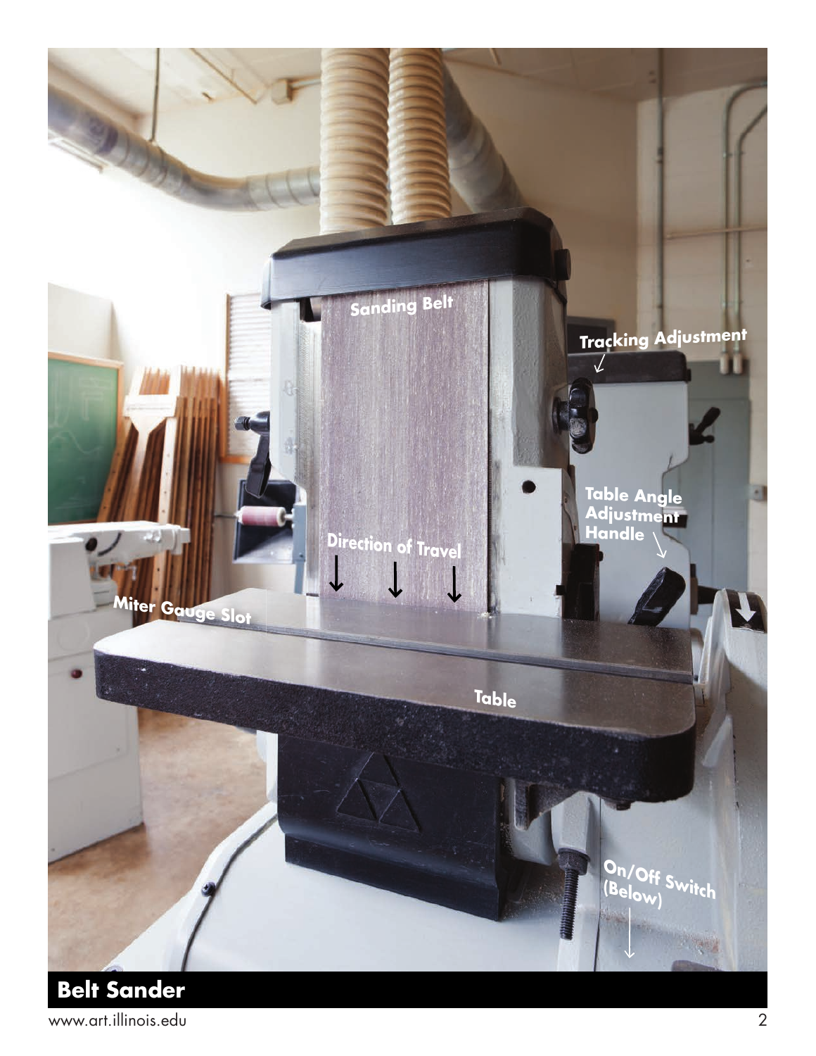Sanding Belt

Tracking Adjustment

Table Angle Adjustment Handle

Direction of Travel

Miter Gauge Slot

Table

On/Off Switch (Below)

## Belt Sander

www.art.illinois.edu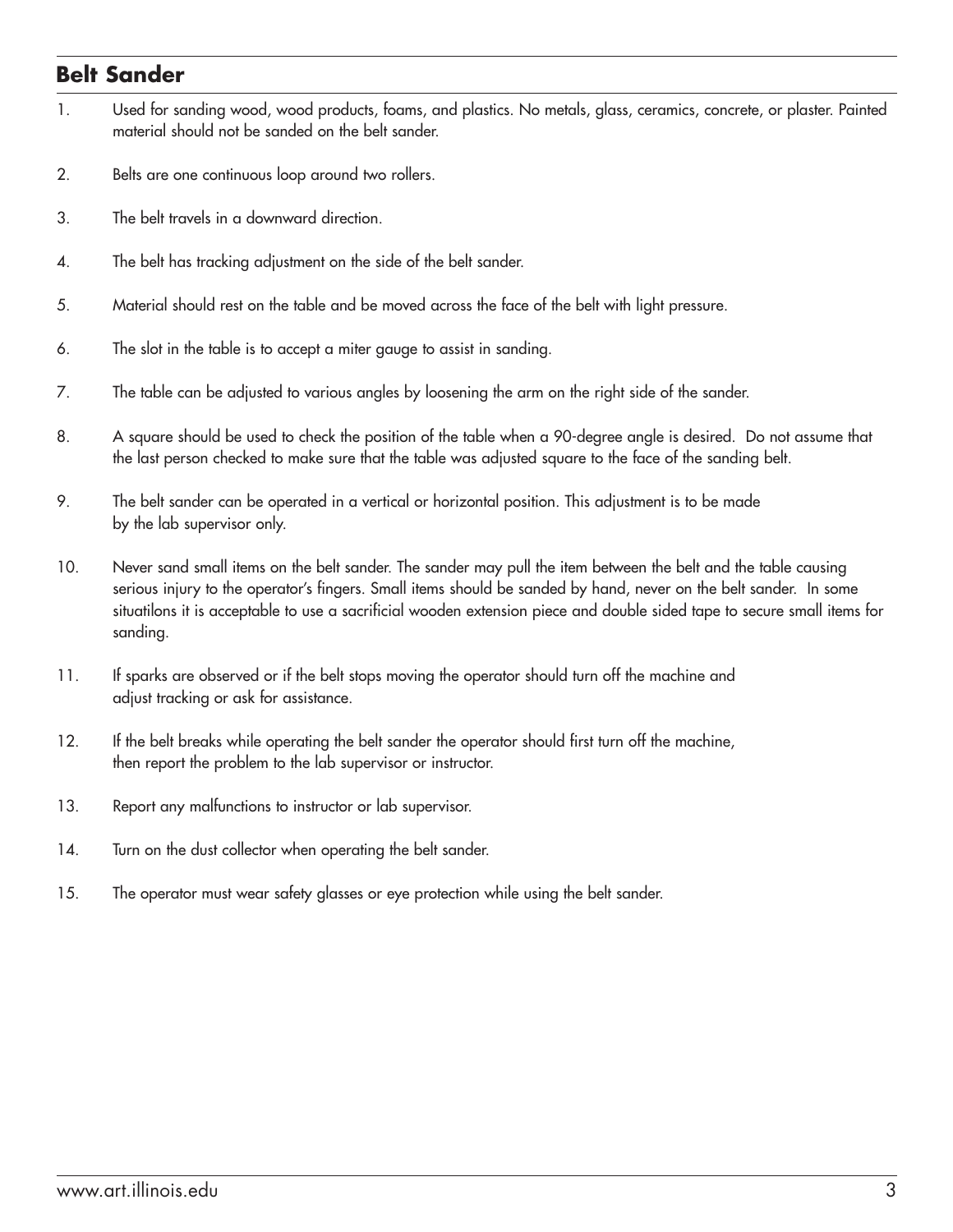## Belt Sander

1. Used for sanding wood, wood products, foams, and plastics. No metals, glass, ceramics, concrete, or plaster. Painted material should not be sanded on the belt sander.

2. Belts are one continuous loop around two rollers.

3. The belt travels in a downward direction.

4. The belt has tracking adjustment on the side of the belt sander.

5. Material should rest on the table and be moved across the face of the belt with light pressure.

6. The slot in the table is to accept a miter gauge to assist in sanding.

7. The table can be adjusted to various angles by loosening the arm on the right side of the sander.

8. A square should be used to check the position of the table when a 90-degree angle is desired. Do not assume that the last person checked to make sure that the table was adjusted square to the face of the sanding belt.

9. The belt sander can be operated in a vertical or horizontal position. This adjustment is to be made by the lab supervisor only.

10. Never sand small items on the belt sander. The sander may pull the item between the belt and the table causing serious injury to the operator's fingers. Small items should be sanded by hand, never on the belt sander. In some situatilons it is acceptable to use a sacrificial wooden extension piece and double sided tape to secure small items for sanding.

11. If sparks are observed or if the belt stops moving the operator should turn off the machine and adjust tracking or ask for assistance.

12. If the belt breaks while operating the belt sander the operator should first turn off the machine, then report the problem to the lab supervisor or instructor.

13. Report any malfunctions to instructor or lab supervisor.

14. Turn on the dust collector when operating the belt sander.

15. The operator must wear safety glasses or eye protection while using the belt sander.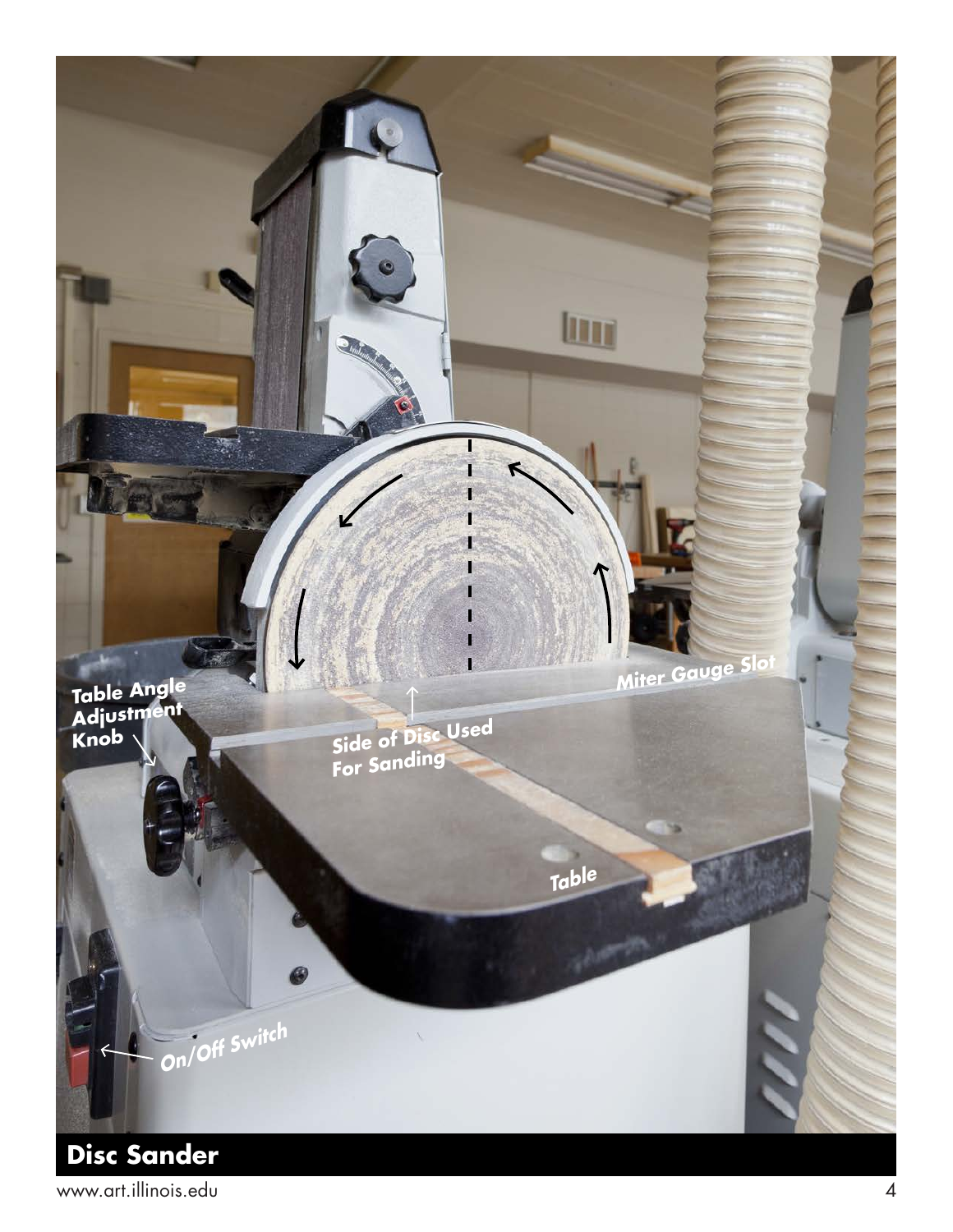Table Angle Adjustment Knob

Side of Disc Used For Sanding

Miter Gauge Slot

Table

On/Off Switch

## Disc Sander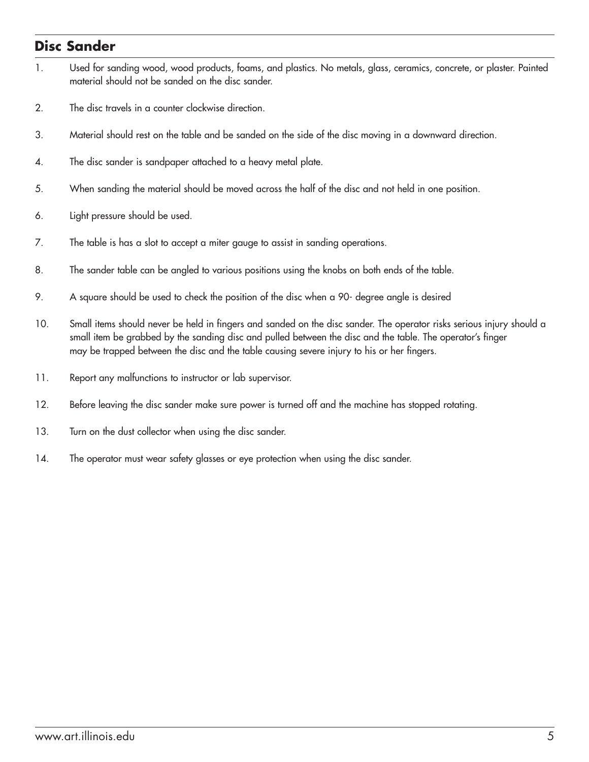## Disc Sander

1. Used for sanding wood, wood products, foams, and plastics. No metals, glass, ceramics, concrete, or plaster. Painted material should not be sanded on the disc sander.
2. The disc travels in a counter clockwise direction.
3. Material should rest on the table and be sanded on the side of the disc moving in a downward direction.
4. The disc sander is sandpaper attached to a heavy metal plate.
5. When sanding the material should be moved across the half of the disc and not held in one position.
6. Light pressure should be used.
7. The table is has a slot to accept a miter gauge to assist in sanding operations.
8. The sander table can be angled to various positions using the knobs on both ends of the table.
9. A square should be used to check the position of the disc when a 90- degree angle is desired
10. Small items should never be held in fingers and sanded on the disc sander. The operator risks serious injury should a small item be grabbed by the sanding disc and pulled between the disc and the table. The operator's finger may be trapped between the disc and the table causing severe injury to his or her fingers.
11. Report any malfunctions to instructor or lab supervisor.
12. Before leaving the disc sander make sure power is turned off and the machine has stopped rotating.
13. Turn on the dust collector when using the disc sander.
14. The operator must wear safety glasses or eye protection when using the disc sander.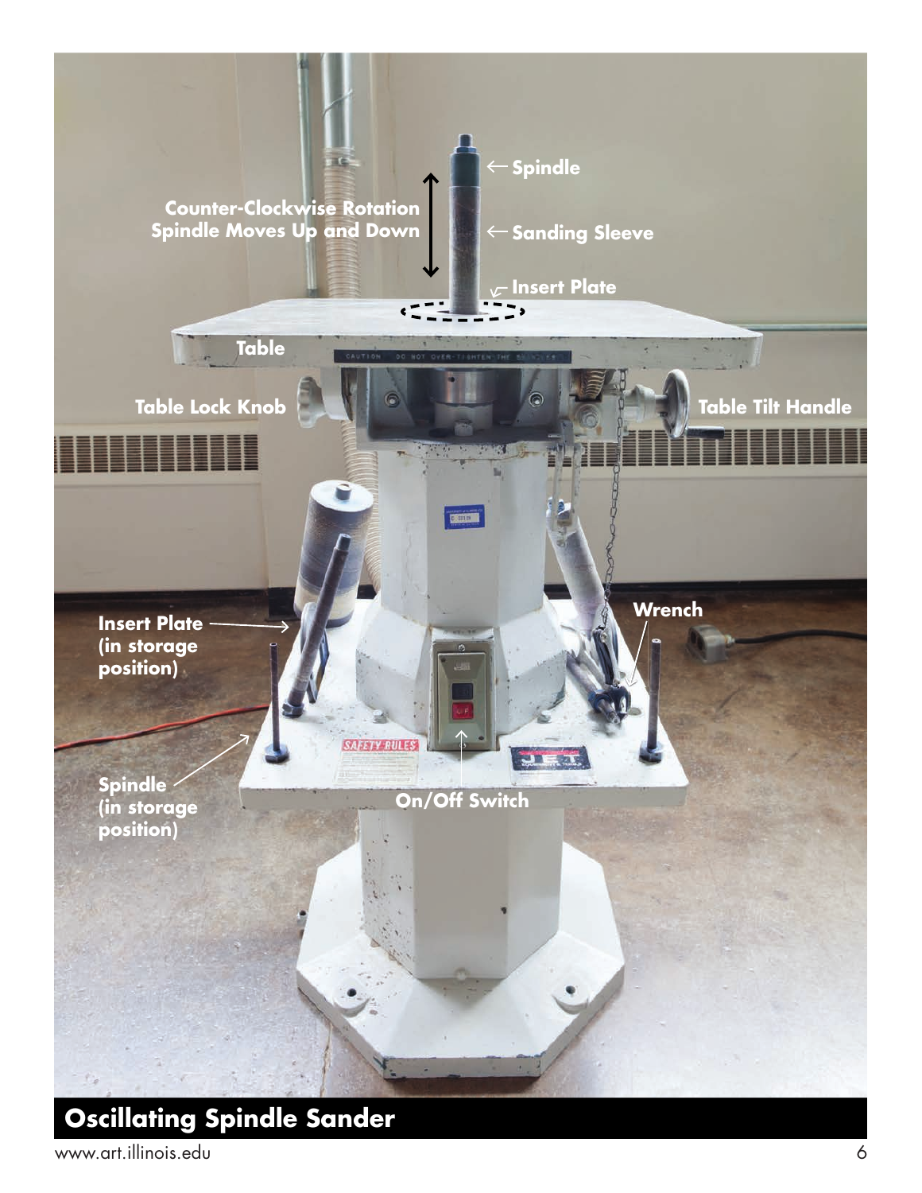Spindle

Counter-Clockwise Rotation
Spindle Moves Up and Down

Sanding Sleeve

Insert Plate

Table

Table Lock Knob

Table Tilt Handle

Insert Plate (in storage position)

Wrench

Spindle (in storage position)

On/Off Switch

## Oscillating Spindle Sander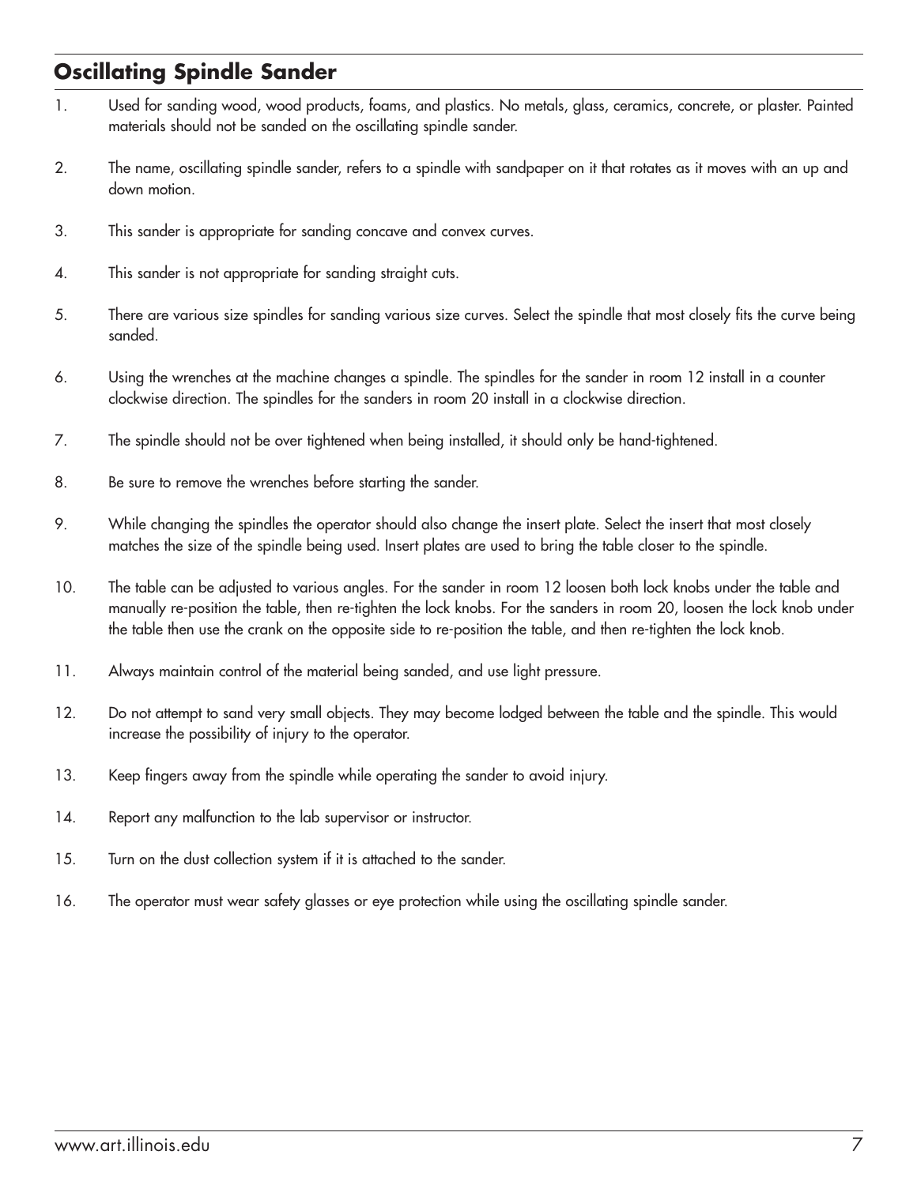## Oscillating Spindle Sander

1. Used for sanding wood, wood products, foams, and plastics. No metals, glass, ceramics, concrete, or plaster. Painted materials should not be sanded on the oscillating spindle sander.
2. The name, oscillating spindle sander, refers to a spindle with sandpaper on it that rotates as it moves with an up and down motion.
3. This sander is appropriate for sanding concave and convex curves.
4. This sander is not appropriate for sanding straight cuts.
5. There are various size spindles for sanding various size curves. Select the spindle that most closely fits the curve being sanded.
6. Using the wrenches at the machine changes a spindle. The spindles for the sander in room 12 install in a counter clockwise direction. The spindles for the sanders in room 20 install in a clockwise direction.
7. The spindle should not be over tightened when being installed, it should only be hand-tightened.
8. Be sure to remove the wrenches before starting the sander.
9. While changing the spindles the operator should also change the insert plate. Select the insert that most closely matches the size of the spindle being used. Insert plates are used to bring the table closer to the spindle.
10. The table can be adjusted to various angles. For the sander in room 12 loosen both lock knobs under the table and manually re-position the table, then re-tighten the lock knobs. For the sanders in room 20, loosen the lock knob under the table then use the crank on the opposite side to re-position the table, and then re-tighten the lock knob.
11. Always maintain control of the material being sanded, and use light pressure.
12. Do not attempt to sand very small objects. They may become lodged between the table and the spindle. This would increase the possibility of injury to the operator.
13. Keep fingers away from the spindle while operating the sander to avoid injury.
14. Report any malfunction to the lab supervisor or instructor.
15. Turn on the dust collection system if it is attached to the sander.
16. The operator must wear safety glasses or eye protection while using the oscillating spindle sander.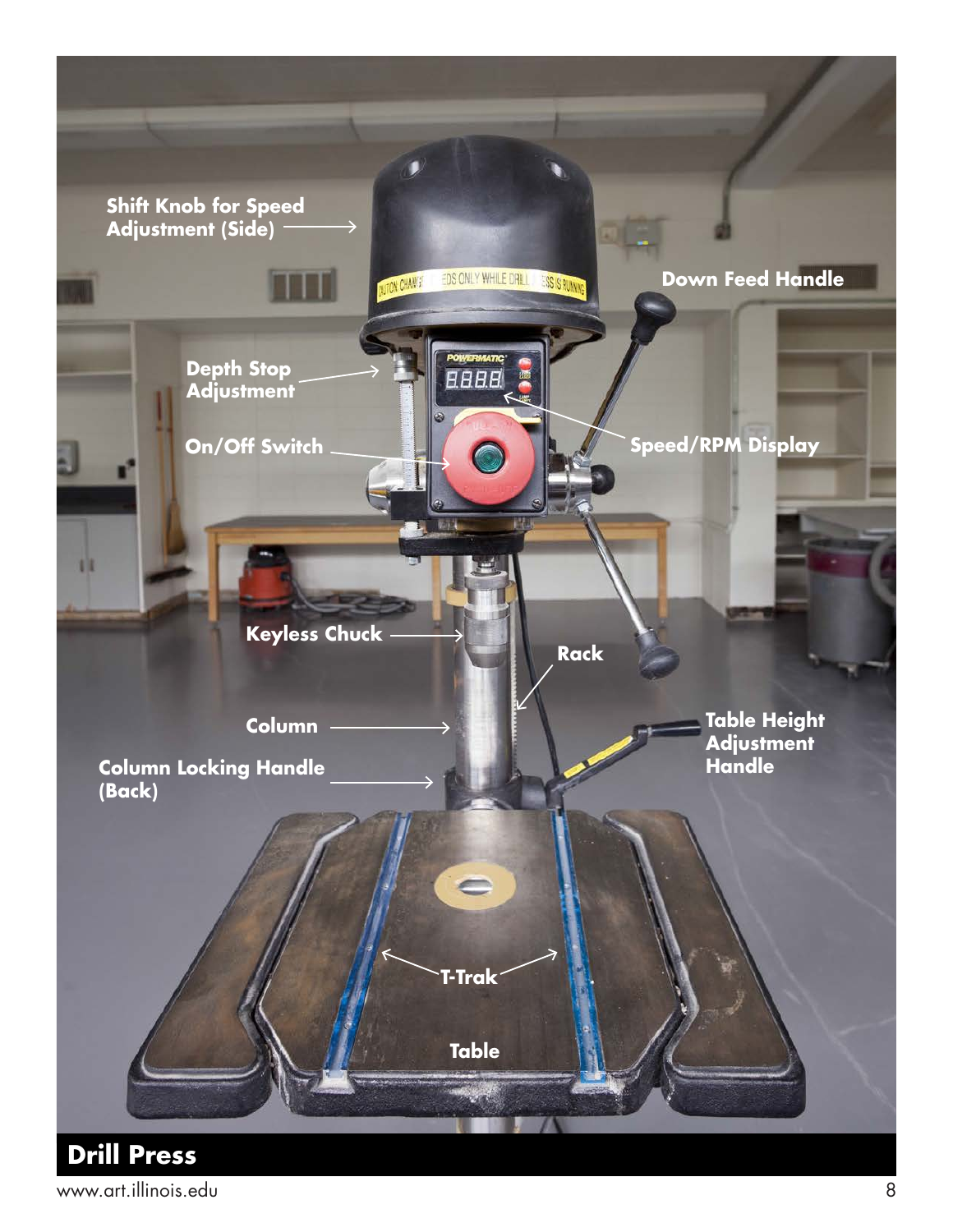Shift Knob for Speed Adjustment (Side)

Down Feed Handle

Depth Stop Adjustment

On/Off Switch

Speed/RPM Display

Keyless Chuck

Rack

Column

Table Height Adjustment Handle

Column Locking Handle (Back)

T-Trak

Table

## Drill Press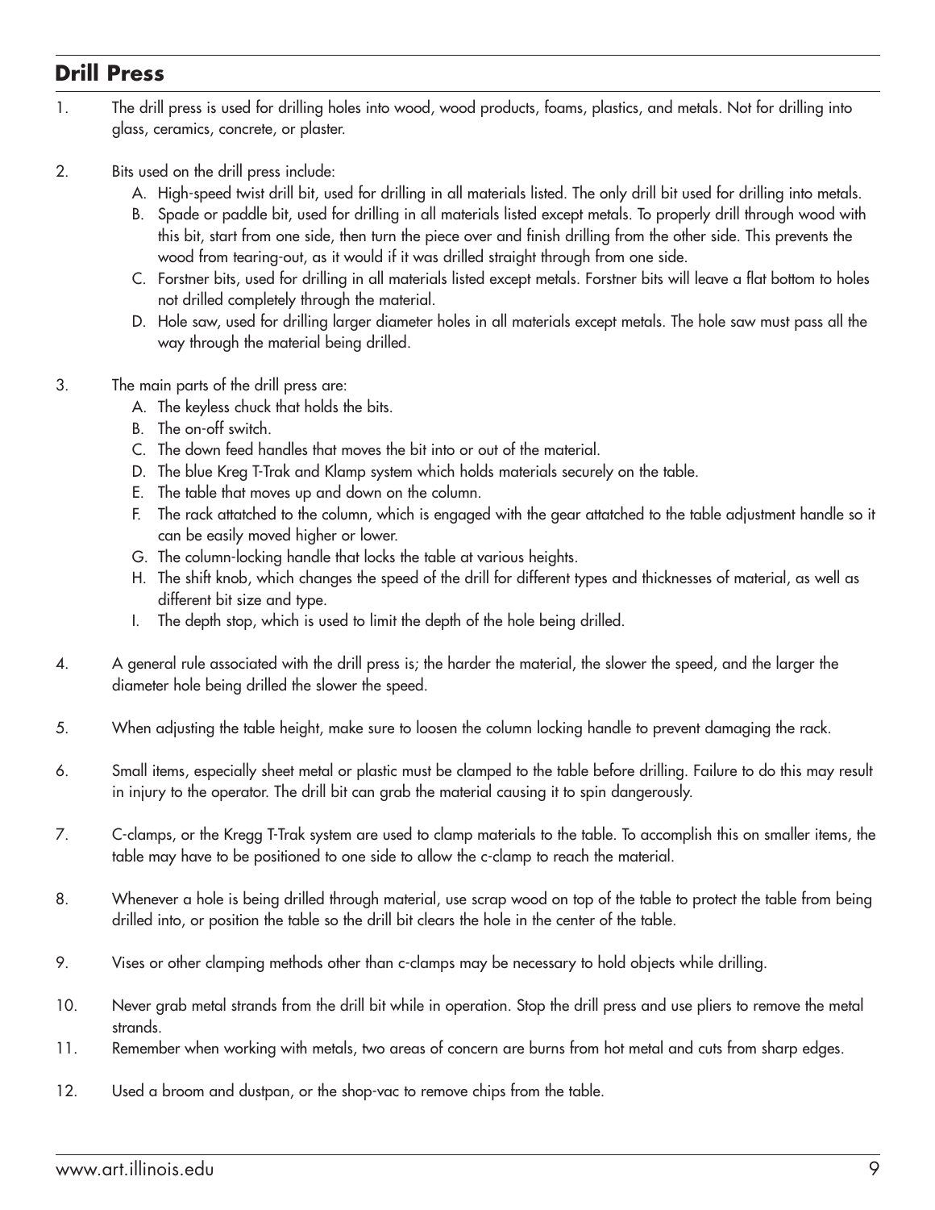## Drill Press

1. The drill press is used for drilling holes into wood, wood products, foams, plastics, and metals. Not for drilling into glass, ceramics, concrete, or plaster.

2. Bits used on the drill press include:
   A. High-speed twist drill bit, used for drilling in all materials listed. The only drill bit used for drilling into metals.
   B. Spade or paddle bit, used for drilling in all materials listed except metals. To properly drill through wood with this bit, start from one side, then turn the piece over and finish drilling from the other side. This prevents the wood from tearing-out, as it would if it was drilled straight through from one side.
   C. Forstner bits, used for drilling in all materials listed except metals. Forstner bits will leave a flat bottom to holes not drilled completely through the material.
   D. Hole saw, used for drilling larger diameter holes in all materials except metals. The hole saw must pass all the way through the material being drilled.

3. The main parts of the drill press are:
   A. The keyless chuck that holds the bits.
   B. The on-off switch.
   C. The down feed handles that moves the bit into or out of the material.
   D. The blue Kreg T-Trak and Klamp system which holds materials securely on the table.
   E. The table that moves up and down on the column.
   F. The rack attatched to the column, which is engaged with the gear attached to the table adjustment handle so it can be easily moved higher or lower.
   G. The column-locking handle that locks the table at various heights.
   H. The shift knob, which changes the speed of the drill for different types and thicknesses of material, as well as different bit size and type.
   I. The depth stop, which is used to limit the depth of the hole being drilled.

4. A general rule associated with the drill press is; the harder the material, the slower the speed, and the larger the diameter hole being drilled the slower the speed.

5. When adjusting the table height, make sure to loosen the column locking handle to prevent damaging the rack.

6. Small items, especially sheet metal or plastic must be clamped to the table before drilling. Failure to do this may result in injury to the operator. The drill bit can grab the material causing it to spin dangerously.

7. C-clamps, or the Kregg T-Trak system are used to clamp materials to the table. To accomplish this on smaller items, the table may have to be positioned to one side to allow the c-clamp to reach the material.

8. Whenever a hole is being drilled through material, use scrap wood on top of the table to protect the table from being drilled into, or position the table so the drill bit clears the hole in the center of the table.

9. Vises or other clamping methods other than c-clamps may be necessary to hold objects while drilling.

10. Never grab metal strands from the drill bit while in operation. Stop the drill press and use pliers to remove the metal strands.

11. Remember when working with metals, two areas of concern are burns from hot metal and cuts from sharp edges.

12. Used a broom and dustpan, or the shop-vac to remove chips from the table.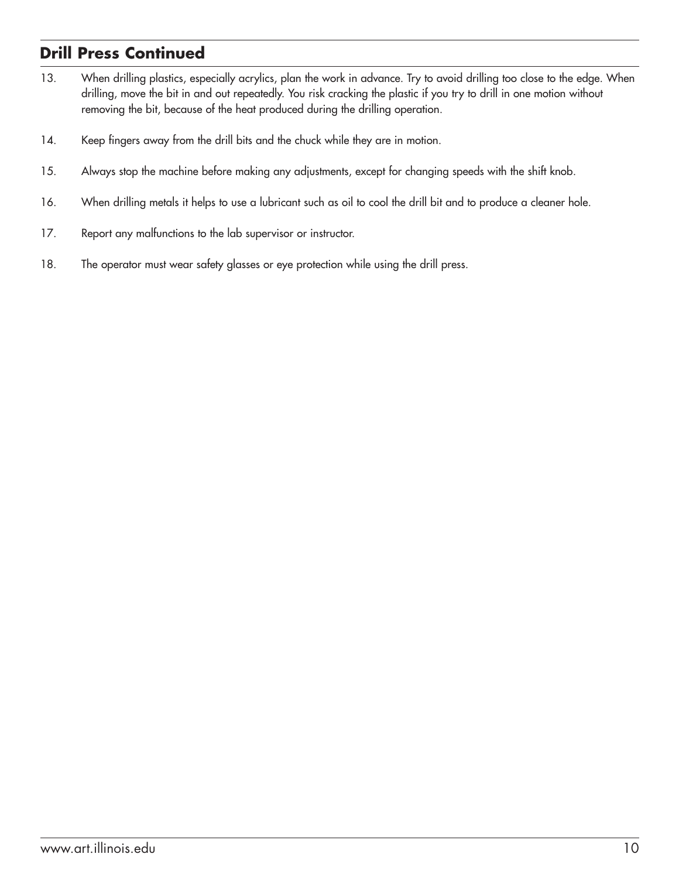## Drill Press Continued

13. When drilling plastics, especially acrylics, plan the work in advance. Try to avoid drilling too close to the edge. When drilling, move the bit in and out repeatedly. You risk cracking the plastic if you try to drill in one motion without removing the bit, because of the heat produced during the drilling operation.

14. Keep fingers away from the drill bits and the chuck while they are in motion.

15. Always stop the machine before making any adjustments, except for changing speeds with the shift knob.

16. When drilling metals it helps to use a lubricant such as oil to cool the drill bit and to produce a cleaner hole.

17. Report any malfunctions to the lab supervisor or instructor.

18. The operator must wear safety glasses or eye protection while using the drill press.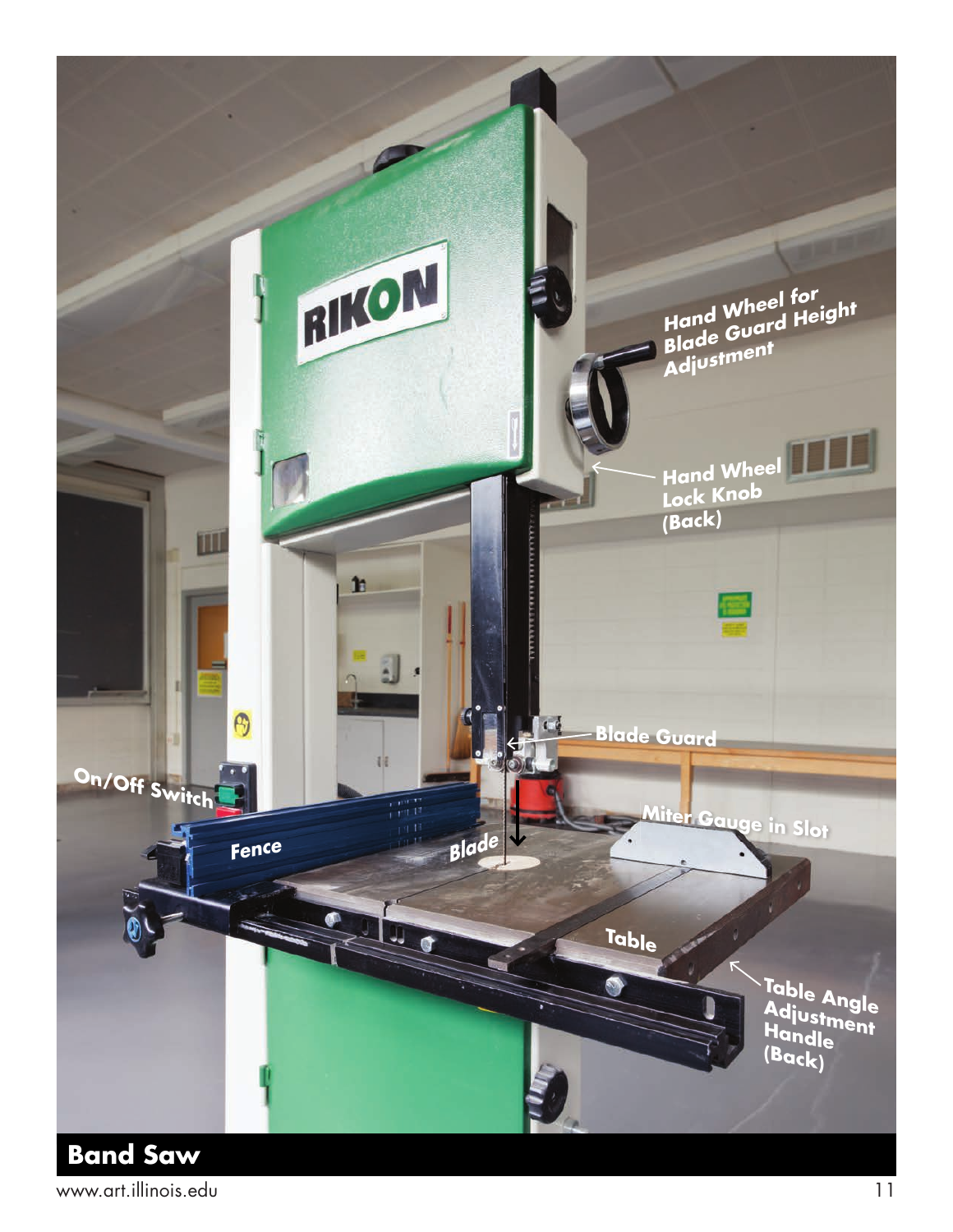Hand Wheel for Blade Guard Height Adjustment

Hand Wheel Lock Knob (Back)

Blade Guard

On/Off Switch

Miter Gauge in Slot

Fence

Blade

Table

Table Angle Adjustment Handle (Back)

## Band Saw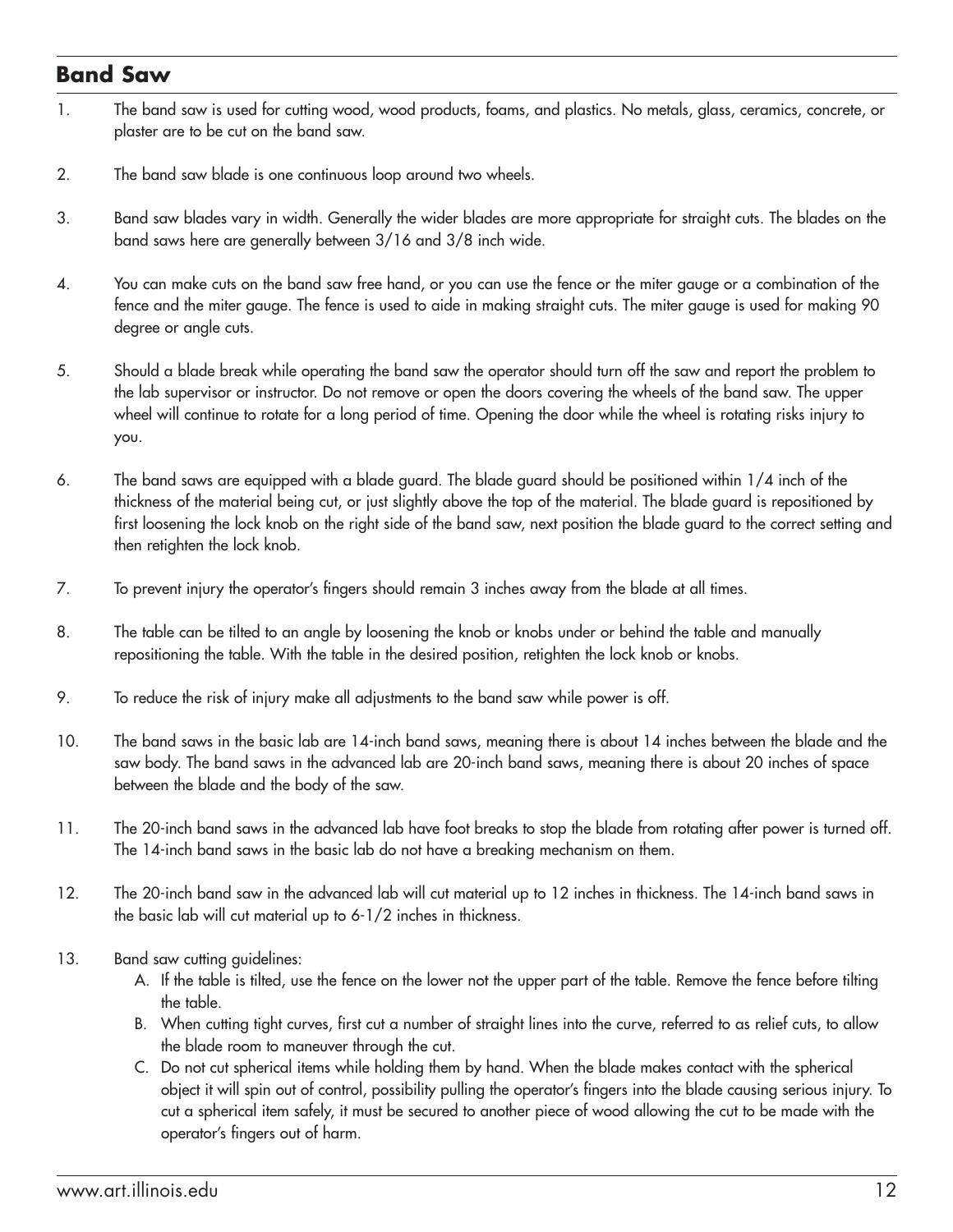## Band Saw

1. The band saw is used for cutting wood, wood products, foams, and plastics. No metals, glass, ceramics, concrete, or plaster are to be cut on the band saw.

2. The band saw blade is one continuous loop around two wheels.

3. Band saw blades vary in width. Generally the wider blades are more appropriate for straight cuts. The blades on the band saws here are generally between 3/16 and 3/8 inch wide.

4. You can make cuts on the band saw free hand, or you can use the fence or the miter gauge or a combination of the fence and the miter gauge. The fence is used to aide in making straight cuts. The miter gauge is used for making 90 degree or angle cuts.

5. Should a blade break while operating the band saw the operator should turn off the saw and report the problem to the lab supervisor or instructor. Do not remove or open the doors covering the wheels of the band saw. The upper wheel will continue to rotate for a long period of time. Opening the door while the wheel is rotating risks injury to you.

6. The band saws are equipped with a blade guard. The blade guard should be positioned within 1/4 inch of the thickness of the material being cut, or just slightly above the top of the material. The blade guard is repositioned by first loosening the lock knob on the right side of the band saw, next position the blade guard to the correct setting and then retighten the lock knob.

7. To prevent injury the operator's fingers should remain 3 inches away from the blade at all times.

8. The table can be tilted to an angle by loosening the knob or knobs under or behind the table and manually repositioning the table. With the table in the desired position, retighten the lock knob or knobs.

9. To reduce the risk of injury make all adjustments to the band saw while power is off.

10. The band saws in the basic lab are 14-inch band saws, meaning there is about 14 inches between the blade and the saw body. The band saws in the advanced lab are 20-inch band saws, meaning there is about 20 inches of space between the blade and the body of the saw.

11. The 20-inch band saws in the advanced lab have foot breaks to stop the blade from rotating after power is turned off. The 14-inch band saws in the basic lab do not have a breaking mechanism on them.

12. The 20-inch band saw in the advanced lab will cut material up to 12 inches in thickness. The 14-inch band saws in the basic lab will cut material up to 6-1/2 inches in thickness.

13. Band saw cutting guidelines:
    A. If the table is tilted, use the fence on the lower not the upper part of the table. Remove the fence before tilting the table.
    B. When cutting tight curves, first cut a number of straight lines into the curve, referred to as relief cuts, to allow the blade room to maneuver through the cut.
    C. Do not cut spherical items while holding them by hand. When the blade makes contact with the spherical object it will spin out of control, possibility pulling the operator's fingers into the blade causing serious injury. To cut a spherical item safely, it must be secured to another piece of wood allowing the cut to be made with the operator's fingers out of harm.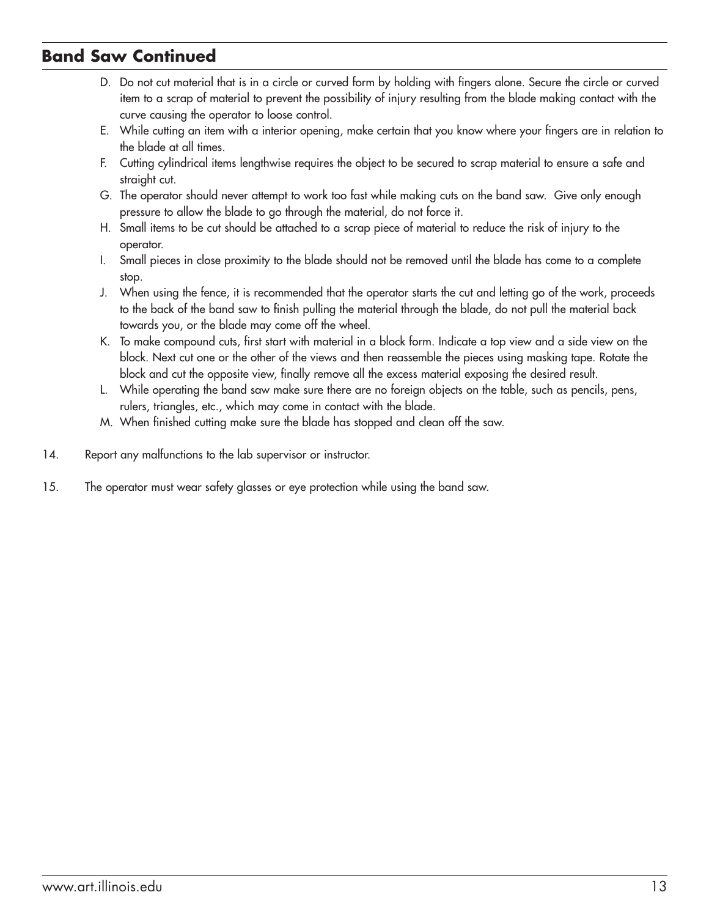## Band Saw Continued

D. Do not cut material that is in a circle or curved form by holding with fingers alone. Secure the circle or curved item to a scrap of material to prevent the possibility of injury resulting from the blade making contact with the curve causing the operator to loose control.

E. While cutting an item with a interior opening, make certain that you know where your fingers are in relation to the blade at all times.

F. Cutting cylindrical items lengthwise requires the object to be secured to scrap material to ensure a safe and straight cut.

G. The operator should never attempt to work too fast while making cuts on the band saw. Give only enough pressure to allow the blade to go through the material, do not force it.

H. Small items to be cut should be attached to a scrap piece of material to reduce the risk of injury to the operator.

I. Small pieces in close proximity to the blade should not be removed until the blade has come to a complete stop.

J. When using the fence, it is recommended that the operator starts the cut and letting go of the work, proceeds to the back of the band saw to finish pulling the material through the blade, do not pull the material back towards you, or the blade may come off the wheel.

K. To make compound cuts, first start with material in a block form. Indicate a top view and a side view on the block. Next cut one or the other of the views and then reassemble the pieces using masking tape. Rotate the block and cut the opposite view, finally remove all the excess material exposing the desired result.

L. While operating the band saw make sure there are no foreign objects on the table, such as pencils, pens, rulers, triangles, etc., which may come in contact with the blade.

M. When finished cutting make sure the blade has stopped and clean off the saw.

14. Report any malfunctions to the lab supervisor or instructor.

15. The operator must wear safety glasses or eye protection while using the band saw.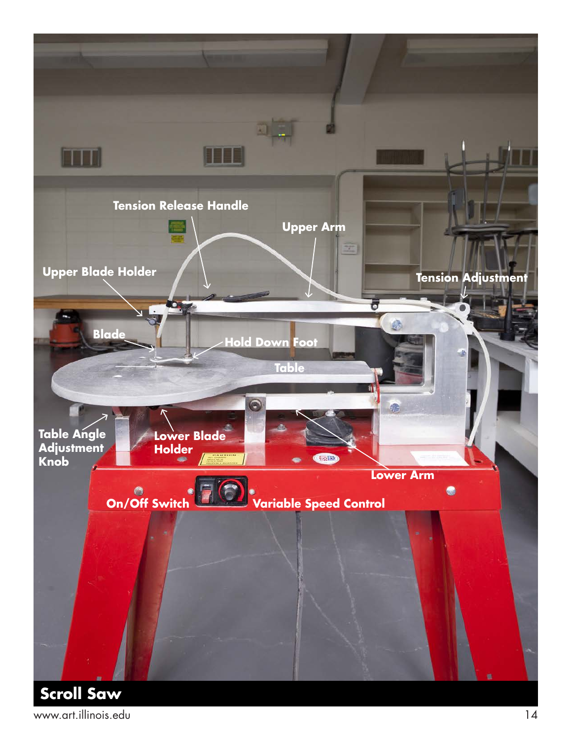Tension Release Handle

Upper Arm

Upper Blade Holder

Tension Adjustment

Blade

Hold Down Foot

Table

Table Angle Adjustment Knob

Lower Blade Holder

Lower Arm

On/Off Switch

Variable Speed Control

# Scroll Saw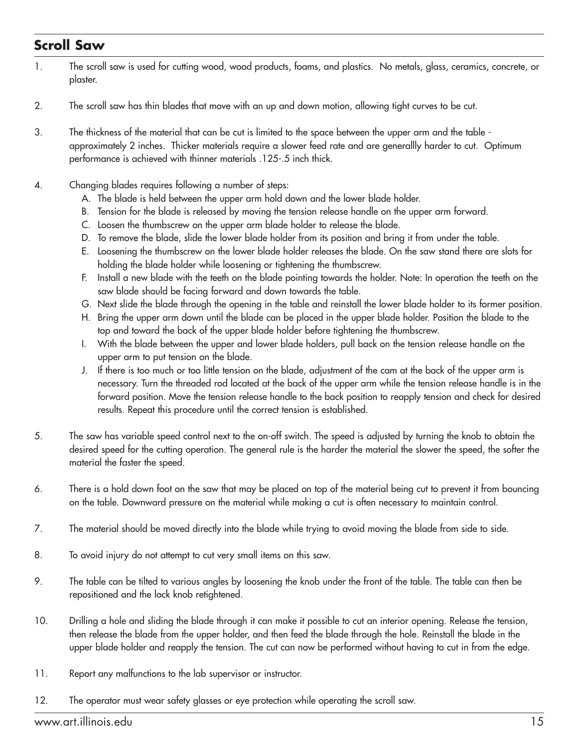## Scroll Saw

1. The scroll saw is used for cutting wood, wood products, foams, and plastics. No metals, glass, ceramics, concrete, or plaster.

2. The scroll saw has thin blades that move with an up and down motion, allowing tight curves to be cut.

3. The thickness of the material that can be cut is limited to the space between the upper arm and the table - approximately 2 inches. Thicker materials require a slower feed rate and are generallly harder to cut. Optimum performance is achieved with thinner materials .125-.5 inch thick.

4. Changing blades requires following a number of steps:
   A. The blade is held between the upper arm hold down and the lower blade holder.
   B. Tension for the blade is released by moving the tension release handle on the upper arm forward.
   C. Loosen the thumbscrew on the upper arm blade holder to release the blade.
   D. To remove the blade, slide the lower blade holder from its position and bring it from under the table.
   E. Loosening the thumbscrew on the lower blade holder releases the blade. On the saw stand there are slots for holding the blade holder while loosening or tightening the thumbscrew.
   F. Install a new blade with the teeth on the blade pointing towards the holder. Note: In operation the teeth on the saw blade should be facing forward and down towards the table.
   G. Next slide the blade through the opening in the table and reinstall the lower blade holder to its former position.
   H. Bring the upper arm down until the blade can be placed in the upper blade holder. Position the blade to the top and toward the back of the upper blade holder before tightening the thumbscrew.
   I. With the blade between the upper and lower blade holders, pull back on the tension release handle on the upper arm to put tension on the blade.
   J. If there is too much or too little tension on the blade, adjustment of the cam at the back of the upper arm is necessary. Turn the threaded rod located at the back of the upper arm while the tension release handle is in the forward position. Move the tension release handle to the back position to reapply tension and check for desired results. Repeat this procedure until the correct tension is established.

5. The saw has variable speed control next to the on-off switch. The speed is adjusted by turning the knob to obtain the desired speed for the cutting operation. The general rule is the harder the material the slower the speed, the softer the material the faster the speed.

6. There is a hold down foot on the saw that may be placed on top of the material being cut to prevent it from bouncing on the table. Downward pressure on the material while making a cut is often necessary to maintain control.

7. The material should be moved directly into the blade while trying to avoid moving the blade from side to side.

8. To avoid injury do not attempt to cut very small items on this saw.

9. The table can be tilted to various angles by loosening the knob under the front of the table. The table can then be repositioned and the lock knob retightened.

10. Drilling a hole and sliding the blade through it can make it possible to cut an interior opening. Release the tension, then release the blade from the upper holder, and then feed the blade through the hole. Reinstall the blade in the upper blade holder and reapply the tension. The cut can now be performed without having to cut in from the edge.

11. Report any malfunctions to the lab supervisor or instructor.

12. The operator must wear safety glasses or eye protection while operating the scroll saw.